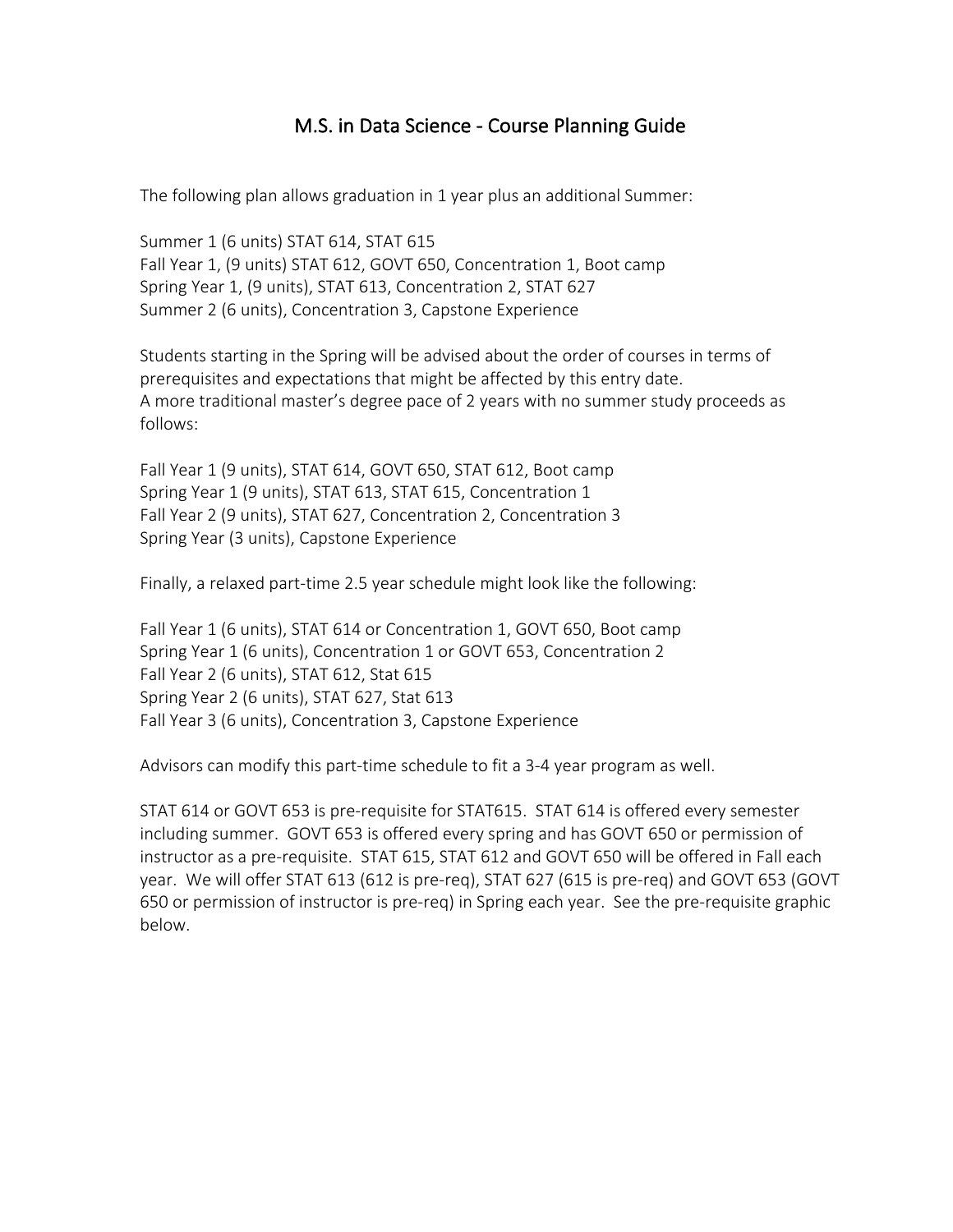# M.S. in Data Science - Course Planning Guide

The following plan allows graduation in 1 year plus an additional Summer:

Summer 1 (6 units) STAT 614, STAT 615
Fall Year 1, (9 units) STAT 612, GOVT 650, Concentration 1, Boot camp
Spring Year 1, (9 units), STAT 613, Concentration 2, STAT 627
Summer 2 (6 units), Concentration 3, Capstone Experience

Students starting in the Spring will be advised about the order of courses in terms of prerequisites and expectations that might be affected by this entry date.
A more traditional master's degree pace of 2 years with no summer study proceeds as follows:

Fall Year 1 (9 units), STAT 614, GOVT 650, STAT 612, Boot camp
Spring Year 1 (9 units), STAT 613, STAT 615, Concentration 1
Fall Year 2 (9 units), STAT 627, Concentration 2, Concentration 3
Spring Year (3 units), Capstone Experience

Finally, a relaxed part-time 2.5 year schedule might look like the following:

Fall Year 1 (6 units), STAT 614 or Concentration 1, GOVT 650, Boot camp
Spring Year 1 (6 units), Concentration 1 or GOVT 653, Concentration 2
Fall Year 2 (6 units), STAT 612, Stat 615
Spring Year 2 (6 units), STAT 627, Stat 613
Fall Year 3 (6 units), Concentration 3, Capstone Experience

Advisors can modify this part-time schedule to fit a 3-4 year program as well.

STAT 614 or GOVT 653 is pre-requisite for STAT615. STAT 614 is offered every semester including summer. GOVT 653 is offered every spring and has GOVT 650 or permission of instructor as a pre-requisite. STAT 615, STAT 612 and GOVT 650 will be offered in Fall each year. We will offer STAT 613 (612 is pre-req), STAT 627 (615 is pre-req) and GOVT 653 (GOVT 650 or permission of instructor is pre-req) in Spring each year. See the pre-requisite graphic below.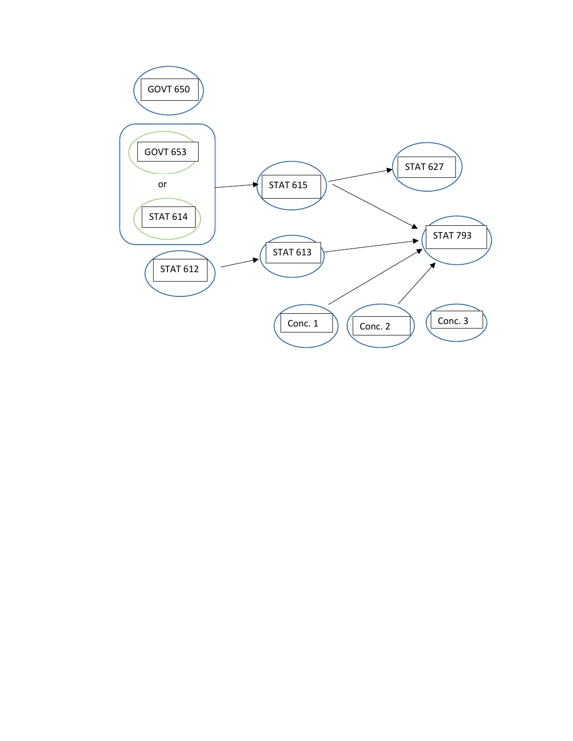GOVT 650

GOVT 653

or

STAT 614

STAT 612

STAT 615

STAT 613

STAT 627

STAT 793

Conc. 1

Conc. 2

Conc. 3